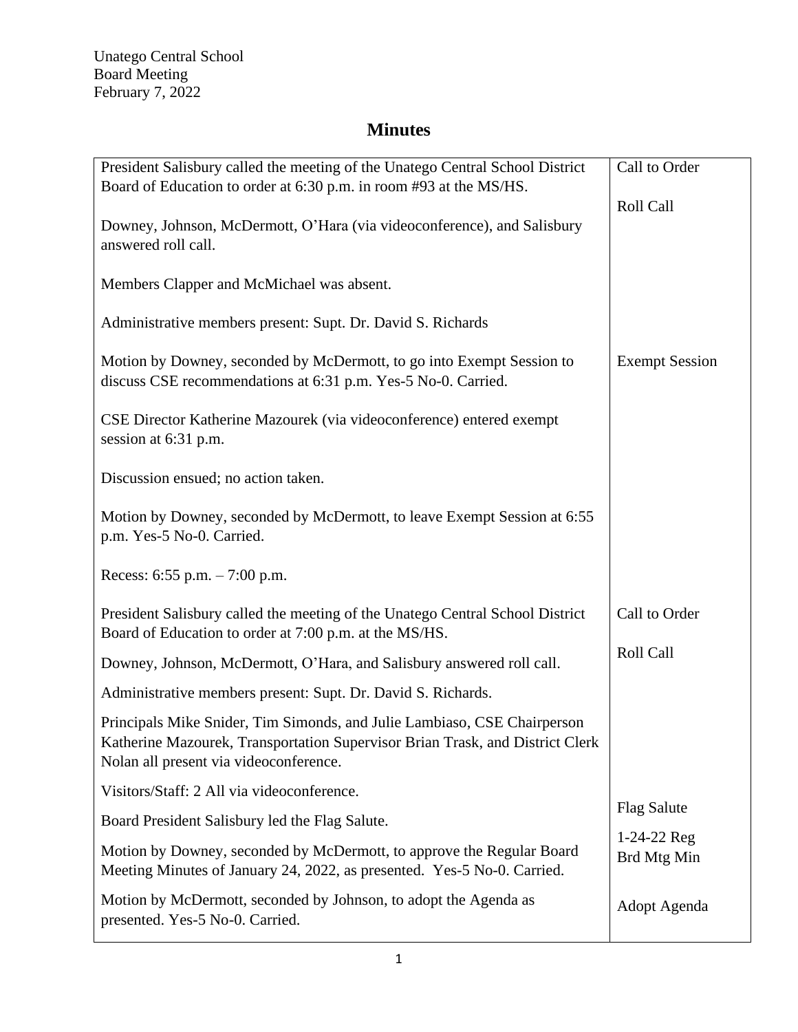Unatego Central School
Board Meeting
February 7, 2022

# Minutes

| | |
|---|---|
| President Salisbury called the meeting of the Unatego Central School District Board of Education to order at 6:30 p.m. in room #93 at the MS/HS. | Call to Order |
| Downey, Johnson, McDermott, O'Hara (via videoconference), and Salisbury answered roll call. | Roll Call |
| Members Clapper and McMichael was absent. | |
| Administrative members present: Supt. Dr. David S. Richards | |
| Motion by Downey, seconded by McDermott, to go into Exempt Session to discuss CSE recommendations at 6:31 p.m. Yes-5 No-0. Carried. | Exempt Session |
| CSE Director Katherine Mazourek (via videoconference) entered exempt session at 6:31 p.m. | |
| Discussion ensued; no action taken. | |
| Motion by Downey, seconded by McDermott, to leave Exempt Session at 6:55 p.m. Yes-5 No-0. Carried. | |
| Recess: 6:55 p.m. – 7:00 p.m. | |
| President Salisbury called the meeting of the Unatego Central School District Board of Education to order at 7:00 p.m. at the MS/HS. | Call to Order |
| Downey, Johnson, McDermott, O'Hara, and Salisbury answered roll call. | Roll Call |
| Administrative members present: Supt. Dr. David S. Richards. | |
| Principals Mike Snider, Tim Simonds, and Julie Lambiaso, CSE Chairperson Katherine Mazourek, Transportation Supervisor Brian Trask, and District Clerk Nolan all present via videoconference. | |
| Visitors/Staff: 2 All via videoconference. | |
| Board President Salisbury led the Flag Salute. | Flag Salute |
| Motion by Downey, seconded by McDermott, to approve the Regular Board Meeting Minutes of January 24, 2022, as presented. Yes-5 No-0. Carried. | 1-24-22 Reg Brd Mtg Min |
| Motion by McDermott, seconded by Johnson, to adopt the Agenda as presented. Yes-5 No-0. Carried. | Adopt Agenda |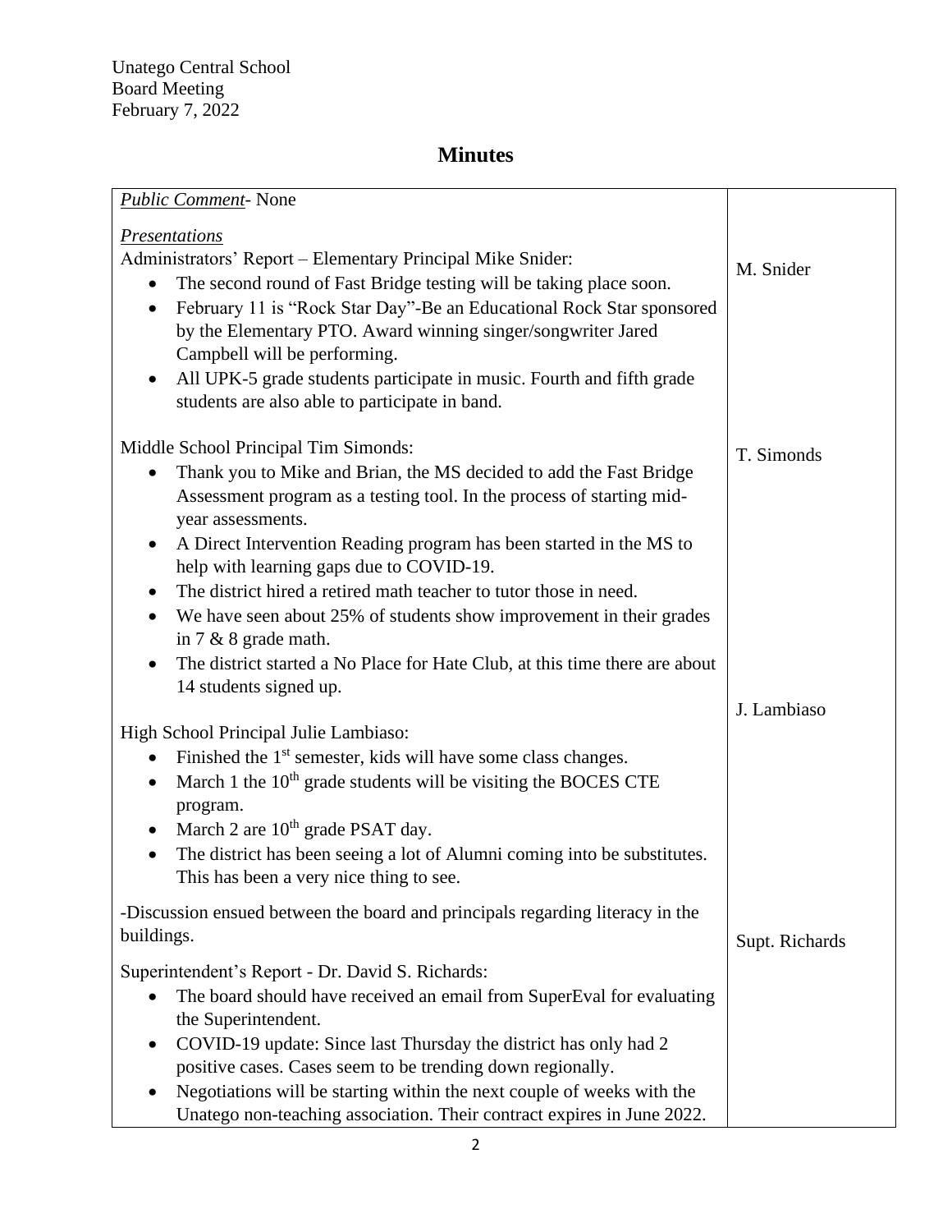Unatego Central School
Board Meeting
February 7, 2022

# Minutes

| | |
|---|---|
| *Public Comment*- None<br><br>*Presentations*<br>Administrators' Report – Elementary Principal Mike Snider:<br>• The second round of Fast Bridge testing will be taking place soon.<br>• February 11 is "Rock Star Day"-Be an Educational Rock Star sponsored by the Elementary PTO. Award winning singer/songwriter Jared Campbell will be performing.<br>• All UPK-5 grade students participate in music. Fourth and fifth grade students are also able to participate in band. | M. Snider |
| Middle School Principal Tim Simonds:<br>• Thank you to Mike and Brian, the MS decided to add the Fast Bridge Assessment program as a testing tool. In the process of starting mid-year assessments.<br>• A Direct Intervention Reading program has been started in the MS to help with learning gaps due to COVID-19.<br>• The district hired a retired math teacher to tutor those in need.<br>• We have seen about 25% of students show improvement in their grades in 7 & 8 grade math.<br>• The district started a No Place for Hate Club, at this time there are about 14 students signed up. | T. Simonds |
| High School Principal Julie Lambiaso:<br>• Finished the 1st semester, kids will have some class changes.<br>• March 1 the 10th grade students will be visiting the BOCES CTE program.<br>• March 2 are 10th grade PSAT day.<br>• The district has been seeing a lot of Alumni coming into be substitutes. This has been a very nice thing to see.<br><br>-Discussion ensued between the board and principals regarding literacy in the buildings. | J. Lambiaso |
| Superintendent's Report - Dr. David S. Richards:<br>• The board should have received an email from SuperEval for evaluating the Superintendent.<br>• COVID-19 update: Since last Thursday the district has only had 2 positive cases. Cases seem to be trending down regionally.<br>• Negotiations will be starting within the next couple of weeks with the Unatego non-teaching association. Their contract expires in June 2022. | Supt. Richards |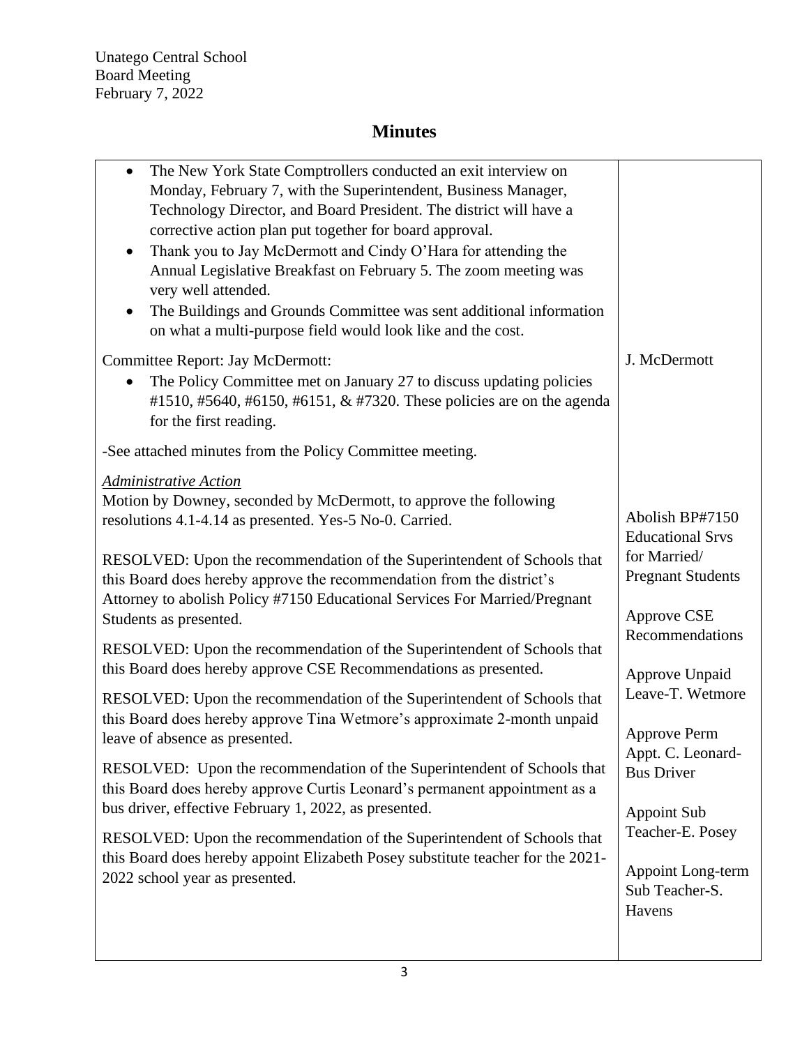Unatego Central School
Board Meeting
February 7, 2022

# Minutes

| | |
|---|---|
| • The New York State Comptrollers conducted an exit interview on Monday, February 7, with the Superintendent, Business Manager, Technology Director, and Board President. The district will have a corrective action plan put together for board approval.<br>• Thank you to Jay McDermott and Cindy O'Hara for attending the Annual Legislative Breakfast on February 5. The zoom meeting was very well attended.<br>• The Buildings and Grounds Committee was sent additional information on what a multi-purpose field would look like and the cost. | |
| Committee Report: Jay McDermott:<br>• The Policy Committee met on January 27 to discuss updating policies #1510, #5640, #6150, #6151, & #7320. These policies are on the agenda for the first reading. | J. McDermott |
| -See attached minutes from the Policy Committee meeting. | |
| *Administrative Action*<br>Motion by Downey, seconded by McDermott, to approve the following resolutions 4.1-4.14 as presented. Yes-5 No-0. Carried. | |
| RESOLVED: Upon the recommendation of the Superintendent of Schools that this Board does hereby approve the recommendation from the district's Attorney to abolish Policy #7150 Educational Services For Married/Pregnant Students as presented. | Abolish BP#7150 Educational Srvs for Married/ Pregnant Students |
| RESOLVED: Upon the recommendation of the Superintendent of Schools that this Board does hereby approve CSE Recommendations as presented. | Approve CSE Recommendations |
| RESOLVED: Upon the recommendation of the Superintendent of Schools that this Board does hereby approve Tina Wetmore's approximate 2-month unpaid leave of absence as presented. | Approve Unpaid Leave-T. Wetmore |
| RESOLVED: Upon the recommendation of the Superintendent of Schools that this Board does hereby approve Curtis Leonard's permanent appointment as a bus driver, effective February 1, 2022, as presented. | Approve Perm Appt. C. Leonard-Bus Driver |
| RESOLVED: Upon the recommendation of the Superintendent of Schools that this Board does hereby appoint Elizabeth Posey substitute teacher for the 2021-2022 school year as presented. | Appoint Sub Teacher-E. Posey |
| | Appoint Long-term Sub Teacher-S. Havens |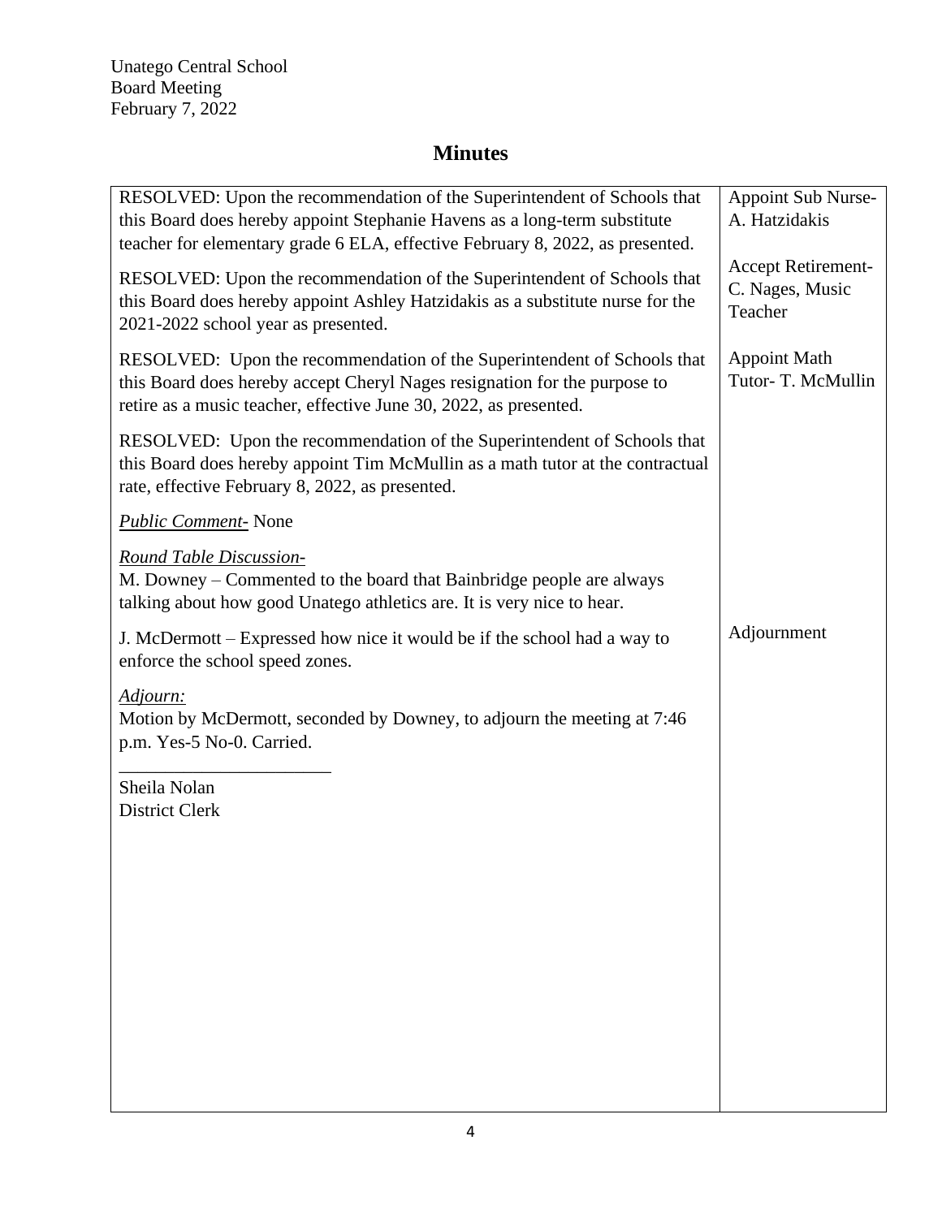Unatego Central School
Board Meeting
February 7, 2022

# Minutes

| | |
|---|---|
| RESOLVED: Upon the recommendation of the Superintendent of Schools that this Board does hereby appoint Stephanie Havens as a long-term substitute teacher for elementary grade 6 ELA, effective February 8, 2022, as presented. | Appoint Sub Nurse- A. Hatzidakis |
| RESOLVED: Upon the recommendation of the Superintendent of Schools that this Board does hereby appoint Ashley Hatzidakis as a substitute nurse for the 2021-2022 school year as presented. | Accept Retirement- C. Nages, Music Teacher |
| RESOLVED: Upon the recommendation of the Superintendent of Schools that this Board does hereby accept Cheryl Nages resignation for the purpose to retire as a music teacher, effective June 30, 2022, as presented. | Appoint Math Tutor- T. McMullin |
| RESOLVED: Upon the recommendation of the Superintendent of Schools that this Board does hereby appoint Tim McMullin as a math tutor at the contractual rate, effective February 8, 2022, as presented. | |
| <u>*Public Comment-*</u> None | |
| <u>*Round Table Discussion-*</u><br>M. Downey – Commented to the board that Bainbridge people are always talking about how good Unatego athletics are. It is very nice to hear. | |
| J. McDermott – Expressed how nice it would be if the school had a way to enforce the school speed zones. | Adjournment |
| <u>*Adjourn:*</u><br>Motion by McDermott, seconded by Downey, to adjourn the meeting at 7:46 p.m. Yes-5 No-0. Carried. | |
| \_\_\_\_\_\_\_\_\_\_\_\_\_\_\_\_\_\_\_\_\_\_\_<br>Sheila Nolan<br>District Clerk | |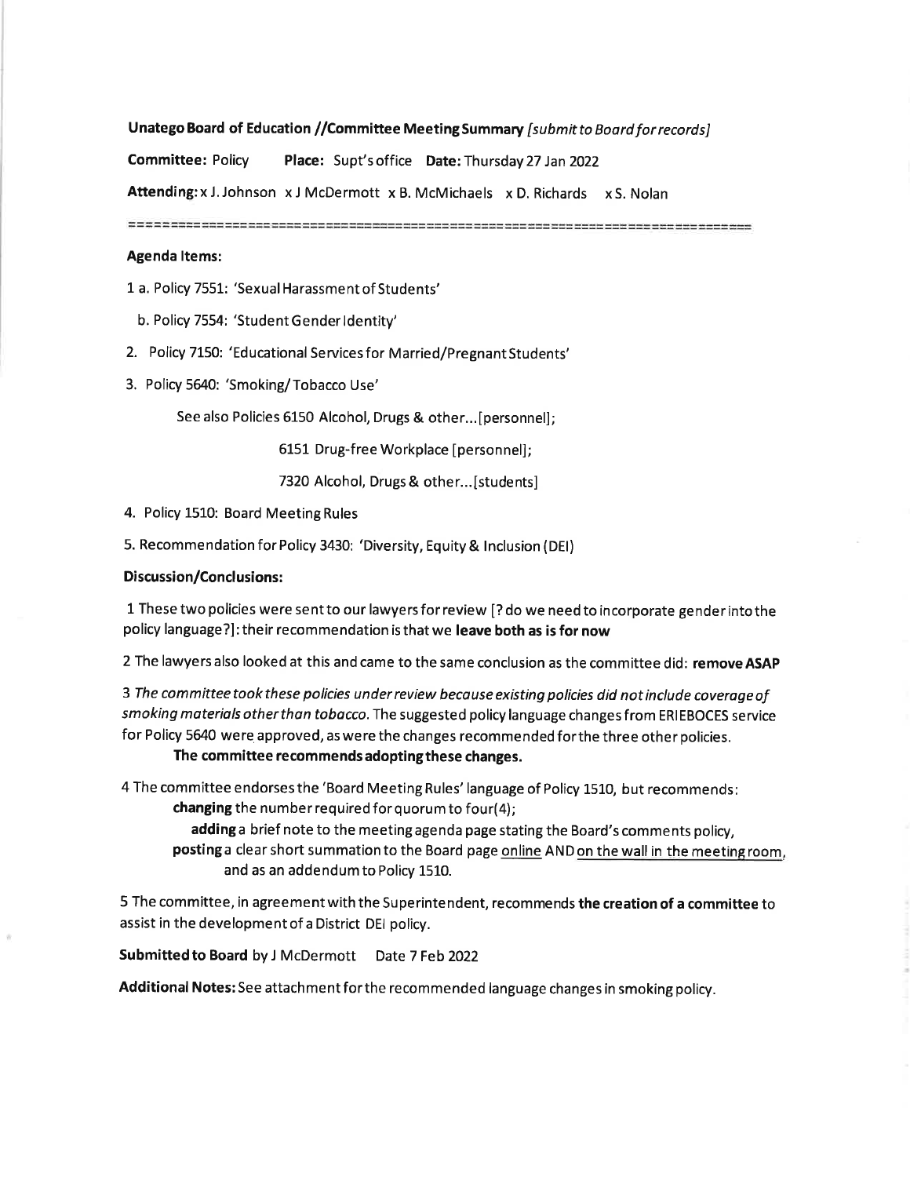**Unatego Board of Education //Committee Meeting Summary** *[submit to Board for records]*

**Committee:** Policy  **Place:** Supt's office  **Date:** Thursday 27 Jan 2022

**Attending:** x J. Johnson  x J McDermott  x B. McMichaels  x D. Richards  x S. Nolan

==============================================================================

**Agenda Items:**

1 a. Policy 7551: 'Sexual Harassment of Students'

b. Policy 7554: 'Student Gender Identity'

2. Policy 7150: 'Educational Services for Married/Pregnant Students'

3. Policy 5640: 'Smoking/ Tobacco Use'

See also Policies 6150 Alcohol, Drugs & other...[personnel];

6151 Drug-free Workplace [personnel];

7320 Alcohol, Drugs & other...[students]

4. Policy 1510: Board Meeting Rules

5. Recommendation for Policy 3430: 'Diversity, Equity & Inclusion (DEI)

**Discussion/Conclusions:**

1 These two policies were sent to our lawyers for review [? do we need to incorporate gender into the policy language?]: their recommendation is that we **leave both as is for now**

2 The lawyers also looked at this and came to the same conclusion as the committee did: **remove ASAP**

3 *The committee took these policies under review because existing policies did not include coverage of smoking materials other than tobacco.* The suggested policy language changes from ERIEBOCES service for Policy 5640 were approved, as were the changes recommended for the three other policies.

**The committee recommends adopting these changes.**

4 The committee endorses the 'Board Meeting Rules' language of Policy 1510, but recommends:

**changing** the number required for quorum to four(4);

**adding** a brief note to the meeting agenda page stating the Board's comments policy,

**posting** a clear short summation to the Board page <u>online</u> AND <u>on the wall in the meeting room</u>, and as an addendum to Policy 1510.

5 The committee, in agreement with the Superintendent, recommends **the creation of a committee** to assist in the development of a District DEI policy.

**Submitted to Board** by J McDermott  Date 7 Feb 2022

**Additional Notes:** See attachment for the recommended language changes in smoking policy.